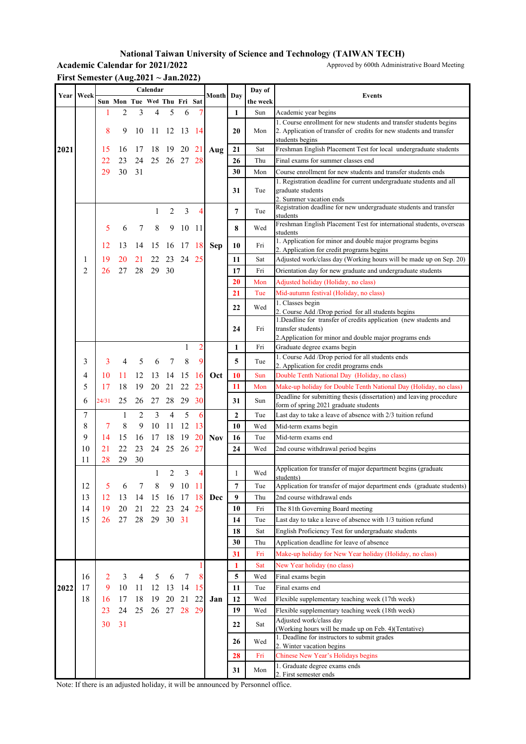# National Taiwan University of Science and Technology (TAIWAN TECH)

**Academic Calendar for 2021/2022**

Approved by 600th Administrative Board Meeting

**First Semester (Aug.2021 ~ Jan.2022)**

| Year | Week | Sun | Mon | Tue | Wed | Thu | Fri | Sat | Month | Day | Day of the week | Events |
|---|---|---|---|---|---|---|---|---|---|---|---|---|
| 2021 | | 1 | 2 | 3 | 4 | 5 | 6 | 7 | Aug | 1 | Sun | Academic year begins |
| | | 8 | 9 | 10 | 11 | 12 | 13 | 14 | | 20 | Mon | 1. Course enrollment for new students and transfer students begins 2. Application of transfer of credits for new students and transfer students begins |
| | | 15 | 16 | 17 | 18 | 19 | 20 | 21 | | 21 | Sat | Freshman English Placement Test for local undergraduate students |
| | | 22 | 23 | 24 | 25 | 26 | 27 | 28 | | 26 | Thu | Final exams for summer classes end |
| | | 29 | 30 | 31 | | | | | | 30 | Mon | Course enrollment for new students and transfer students ends |
| | | | | | | | | | | 31 | Tue | 1. Registration deadline for current undergraduate students and all graduate students 2. Summer vacation ends |
| | | | | | 1 | 2 | 3 | 4 | Sep | 7 | Tue | Registration deadline for new undergraduate students and transfer students |
| | | 5 | 6 | 7 | 8 | 9 | 10 | 11 | | 8 | Wed | Freshman English Placement Test for international students, overseas students |
| | | 12 | 13 | 14 | 15 | 16 | 17 | 18 | | 10 | Fri | 1. Application for minor and double major programs begins 2. Application for credit programs begins |
| | 1 | 19 | 20 | 21 | 22 | 23 | 24 | 25 | | 11 | Sat | Adjusted work/class day (Working hours will be made up on Sep. 20) |
| | 2 | 26 | 27 | 28 | 29 | 30 | | | | 17 | Fri | Orientation day for new graduate and undergraduate students |
| | | | | | | | | | | 20 | Mon | Adjusted holiday (Holiday, no class) |
| | | | | | | | | | | 21 | Tue | Mid-autumn festival (Holiday, no class) |
| | | | | | | | | | | 22 | Wed | 1. Classes begin 2. Course Add /Drop period for all students begins |
| | | | | | | | | | | 24 | Fri | 1.Deadline for transfer of credits application (new students and transfer students) 2.Application for minor and double major programs ends |
| | | | | | | | 1 | 2 | Oct | 1 | Fri | Graduate degree exams begin |
| | 3 | 3 | 4 | 5 | 6 | 7 | 8 | 9 | | 5 | Tue | 1. Course Add /Drop period for all students ends 2. Application for credit programs ends |
| | 4 | 10 | 11 | 12 | 13 | 14 | 15 | 16 | | 10 | Sun | Double Tenth National Day (Holiday, no class) |
| | 5 | 17 | 18 | 19 | 20 | 21 | 22 | 23 | | 11 | Mon | Make-up holiday for Double Tenth National Day (Holiday, no class) |
| | 6 | 24/31 | 25 | 26 | 27 | 28 | 29 | 30 | | 31 | Sun | Deadline for submitting thesis (dissertation) and leaving procedure form of spring 2021 graduate students |
| | 7 | | 1 | 2 | 3 | 4 | 5 | 6 | Nov | 2 | Tue | Last day to take a leave of absence with 2/3 tuition refund |
| | 8 | 7 | 8 | 9 | 10 | 11 | 12 | 13 | | 10 | Wed | Mid-term exams begin |
| | 9 | 14 | 15 | 16 | 17 | 18 | 19 | 20 | | 16 | Tue | Mid-term exams end |
| | 10 | 21 | 22 | 23 | 24 | 25 | 26 | 27 | | 24 | Wed | 2nd course withdrawal period begins |
| | 11 | 28 | 29 | 30 | | | | | | | | |
| | | | | | 1 | 2 | 3 | 4 | Dec | 1 | Wed | Application for transfer of major department begins (graduate students) |
| | 12 | 5 | 6 | 7 | 8 | 9 | 10 | 11 | | 7 | Tue | Application for transfer of major department ends (graduate students) |
| | 13 | 12 | 13 | 14 | 15 | 16 | 17 | 18 | | 9 | Thu | 2nd course withdrawal ends |
| | 14 | 19 | 20 | 21 | 22 | 23 | 24 | 25 | | 10 | Fri | The 81th Governing Board meeting |
| | 15 | 26 | 27 | 28 | 29 | 30 | 31 | | | 14 | Tue | Last day to take a leave of absence with 1/3 tuition refund |
| | | | | | | | | | | 18 | Sat | English Proficiency Test for undergraduate students |
| | | | | | | | | | | 30 | Thu | Application deadline for leave of absence |
| | | | | | | | | | | 31 | Fri | Make-up holiday for New Year holiday (Holiday, no class) |
| 2022 | | | | | | | | 1 | Jan | 1 | Sat | New Year holiday (no class) |
| | 16 | 2 | 3 | 4 | 5 | 6 | 7 | 8 | | 5 | Wed | Final exams begin |
| | 17 | 9 | 10 | 11 | 12 | 13 | 14 | 15 | | 11 | Tue | Final exams end |
| | 18 | 16 | 17 | 18 | 19 | 20 | 21 | 22 | | 12 | Wed | Flexible supplementary teaching week (17th week) |
| | | 23 | 24 | 25 | 26 | 27 | 28 | 29 | | 19 | Wed | Flexible supplementary teaching week (18th week) |
| | | 30 | 31 | | | | | | | 22 | Sat | Adjusted work/class day (Working hours will be made up on Feb. 4)(Tentative) |
| | | | | | | | | | | 26 | Wed | 1. Deadline for instructors to submit grades 2. Winter vacation begins |
| | | | | | | | | | | 28 | Fri | Chinese New Year's Holidays begins |
| | | | | | | | | | | 31 | Mon | 1. Graduate degree exams ends 2. First semester ends |

Note: If there is an adjusted holiday, it will be announced by Personnel office.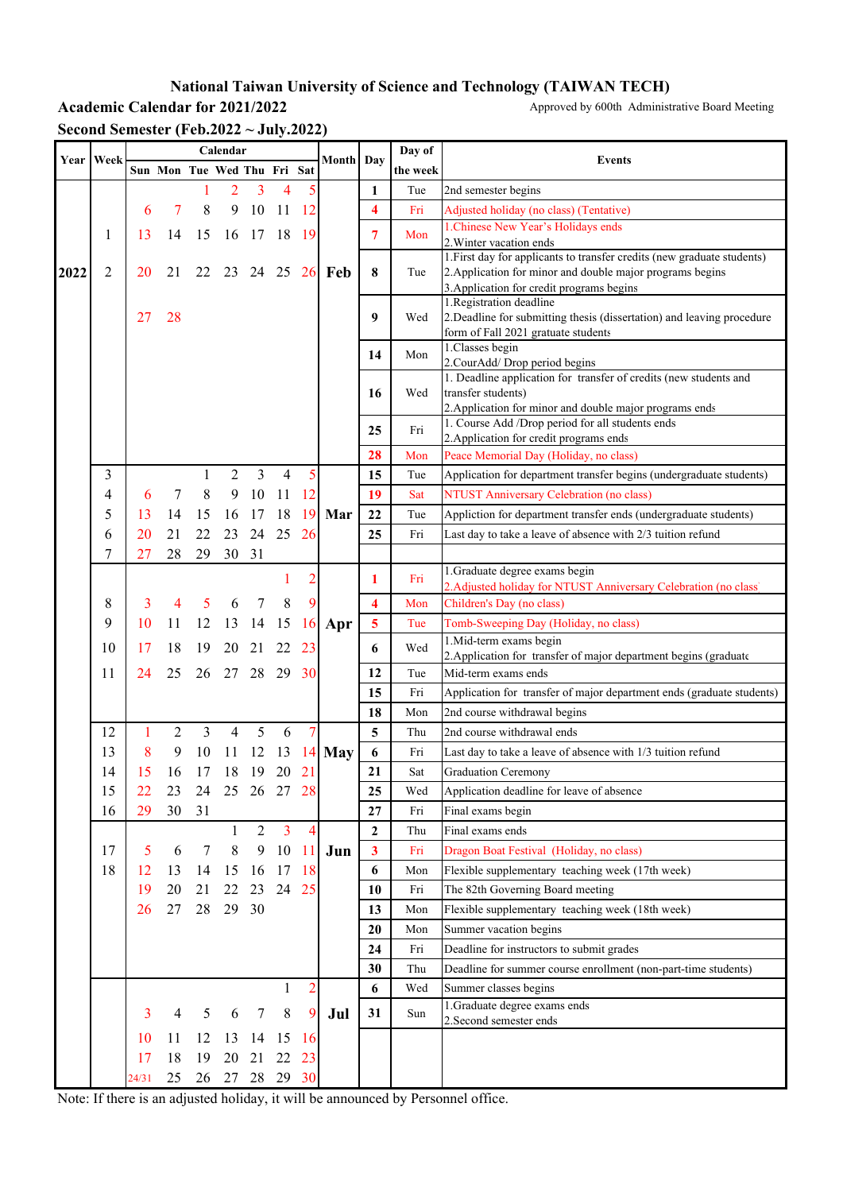# National Taiwan University of Science and Technology (TAIWAN TECH)

## Academic Calendar for 2021/2022

Approved by 600th Administrative Board Meeting

## Second Semester (Feb.2022 ~ July.2022)

| Year | Week | Sun | Mon | Tue | Wed | Thu | Fri | Sat | Month | Day | Day of the week | Events |
|---|---|---|---|---|---|---|---|---|---|---|---|---|
| 2022 | | | | 1 | 2 | 3 | 4 | 5 | Feb | 1 | Tue | 2nd semester begins |
| | | 6 | 7 | 8 | 9 | 10 | 11 | 12 | | 4 | Fri | Adjusted holiday (no class) (Tentative) |
| | 1 | 13 | 14 | 15 | 16 | 17 | 18 | 19 | | 7 | Mon | 1.Chinese New Year's Holidays ends 2.Winter vacation ends |
| | 2 | 20 | 21 | 22 | 23 | 24 | 25 | 26 | | 8 | Tue | 1.First day for applicants to transfer credits (new graduate students) 2.Application for minor and double major programs begins 3.Application for credit programs begins |
| | | 27 | 28 | | | | | | | 9 | Wed | 1.Registration deadline 2.Deadline for submitting thesis (dissertation) and leaving procedure form of Fall 2021 gratuate students |
| | | | | | | | | | | 14 | Mon | 1.Classes begin 2.CourAdd/ Drop period begins |
| | | | | | | | | | | 16 | Wed | 1. Deadline application for transfer of credits (new students and transfer students) 2.Application for minor and double major programs ends |
| | | | | | | | | | | 25 | Fri | 1. Course Add /Drop period for all students ends 2.Application for credit programs ends |
| | | | | | | | | | | 28 | Mon | Peace Memorial Day (Holiday, no class) |
| | 3 | | | 1 | 2 | 3 | 4 | 5 | Mar | 15 | Tue | Application for department transfer begins (undergraduate students) |
| | 4 | 6 | 7 | 8 | 9 | 10 | 11 | 12 | | 19 | Sat | NTUST Anniversary Celebration (no class) |
| | 5 | 13 | 14 | 15 | 16 | 17 | 18 | 19 | | 22 | Tue | Appliction for department transfer ends (undergraduate students) |
| | 6 | 20 | 21 | 22 | 23 | 24 | 25 | 26 | | 25 | Fri | Last day to take a leave of absence with 2/3 tuition refund |
| | 7 | 27 | 28 | 29 | 30 | 31 | | | | | | |
| | | | | | | | 1 | 2 | Apr | 1 | Fri | 1.Graduate degree exams begin 2.Adjusted holiday for NTUST Anniversary Celebration (no class) |
| | 8 | 3 | 4 | 5 | 6 | 7 | 8 | 9 | | 4 | Mon | Children's Day (no class) |
| | 9 | 10 | 11 | 12 | 13 | 14 | 15 | 16 | | 5 | Tue | Tomb-Sweeping Day (Holiday, no class) |
| | 10 | 17 | 18 | 19 | 20 | 21 | 22 | 23 | | 6 | Wed | 1.Mid-term exams begin 2.Application for transfer of major department begins (graduate |
| | 11 | 24 | 25 | 26 | 27 | 28 | 29 | 30 | | 12 | Tue | Mid-term exams ends |
| | | | | | | | | | | 15 | Fri | Application for transfer of major department ends (graduate students) |
| | | | | | | | | | | 18 | Mon | 2nd course withdrawal begins |
| | 12 | 1 | 2 | 3 | 4 | 5 | 6 | 7 | May | 5 | Thu | 2nd course withdrawal ends |
| | 13 | 8 | 9 | 10 | 11 | 12 | 13 | 14 | | 6 | Fri | Last day to take a leave of absence with 1/3 tuition refund |
| | 14 | 15 | 16 | 17 | 18 | 19 | 20 | 21 | | 21 | Sat | Graduation Ceremony |
| | 15 | 22 | 23 | 24 | 25 | 26 | 27 | 28 | | 25 | Wed | Application deadline for leave of absence |
| | 16 | 29 | 30 | 31 | | | | | | 27 | Fri | Final exams begin |
| | | | | | 1 | 2 | 3 | 4 | Jun | 2 | Thu | Final exams ends |
| | 17 | 5 | 6 | 7 | 8 | 9 | 10 | 11 | | 3 | Fri | Dragon Boat Festival (Holiday, no class) |
| | 18 | 12 | 13 | 14 | 15 | 16 | 17 | 18 | | 6 | Mon | Flexible supplementary teaching week (17th week) |
| | | 19 | 20 | 21 | 22 | 23 | 24 | 25 | | 10 | Fri | The 82th Governing Board meeting |
| | | 26 | 27 | 28 | 29 | 30 | | | | 13 | Mon | Flexible supplementary teaching week (18th week) |
| | | | | | | | | | | 20 | Mon | Summer vacation begins |
| | | | | | | | | | | 24 | Fri | Deadline for instructors to submit grades |
| | | | | | | | | | | 30 | Thu | Deadline for summer course enrollment (non-part-time students) |
| | | | | | | | 1 | 2 | Jul | 6 | Wed | Summer classes begins |
| | | 3 | 4 | 5 | 6 | 7 | 8 | 9 | | 31 | Sun | 1.Graduate degree exams ends 2.Second semester ends |
| | | 10 | 11 | 12 | 13 | 14 | 15 | 16 | | | | |
| | | 17 | 18 | 19 | 20 | 21 | 22 | 23 | | | | |
| | | 24/31 | 25 | 26 | 27 | 28 | 29 | 30 | | | | |

Note: If there is an adjusted holiday, it will be announced by Personnel office.